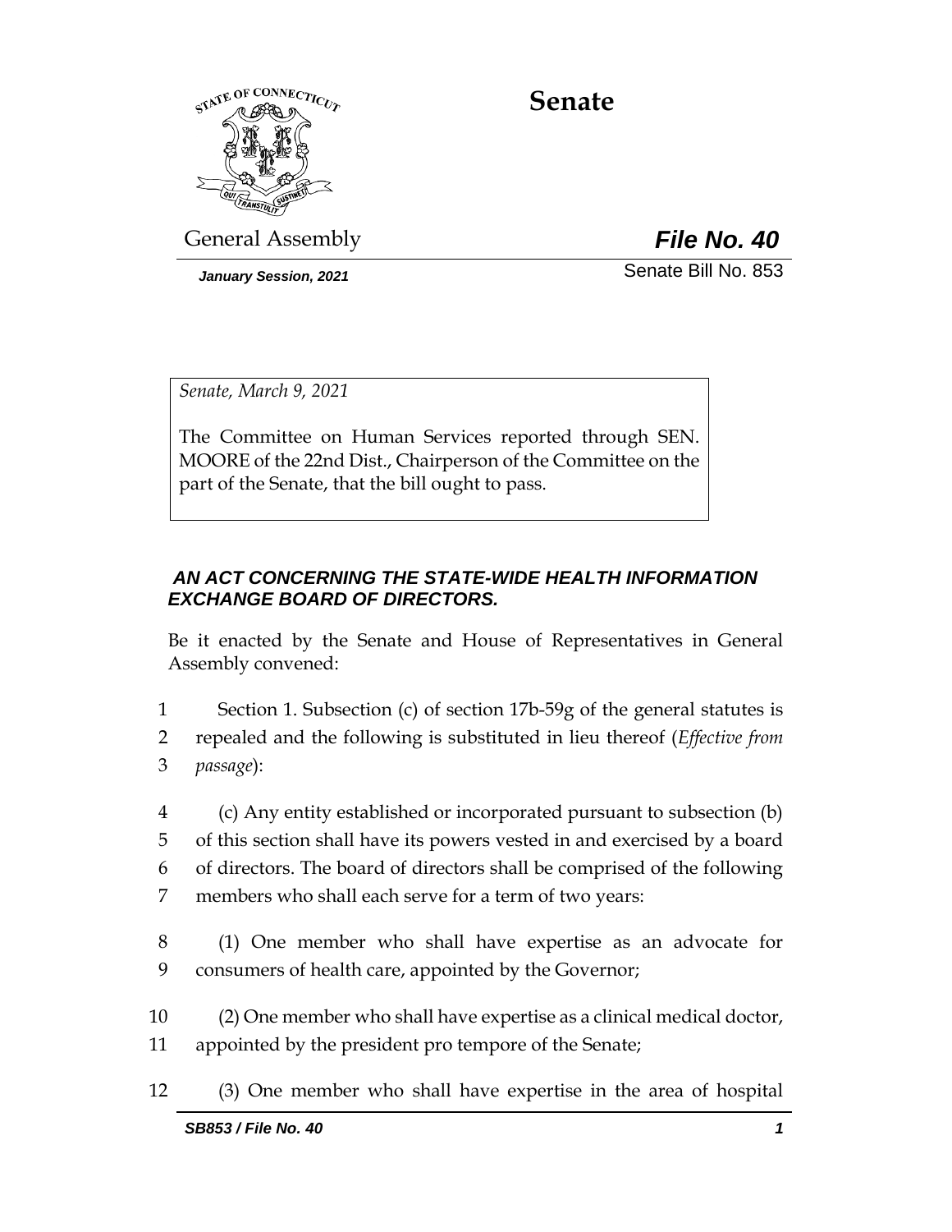# Senate

General Assembly

***File No. 40***

*January Session, 2021*

Senate Bill No. 853

*Senate, March 9, 2021*

The Committee on Human Services reported through SEN. MOORE of the 22nd Dist., Chairperson of the Committee on the part of the Senate, that the bill ought to pass.

***AN ACT CONCERNING THE STATE-WIDE HEALTH INFORMATION EXCHANGE BOARD OF DIRECTORS.***

Be it enacted by the Senate and House of Representatives in General Assembly convened:

1 Section 1. Subsection (c) of section 17b-59g of the general statutes is
2 repealed and the following is substituted in lieu thereof (*Effective from*
3 *passage*):

4 (c) Any entity established or incorporated pursuant to subsection (b)
5 of this section shall have its powers vested in and exercised by a board
6 of directors. The board of directors shall be comprised of the following
7 members who shall each serve for a term of two years:

8 (1) One member who shall have expertise as an advocate for
9 consumers of health care, appointed by the Governor;

10 (2) One member who shall have expertise as a clinical medical doctor,
11 appointed by the president pro tempore of the Senate;

12 (3) One member who shall have expertise in the area of hospital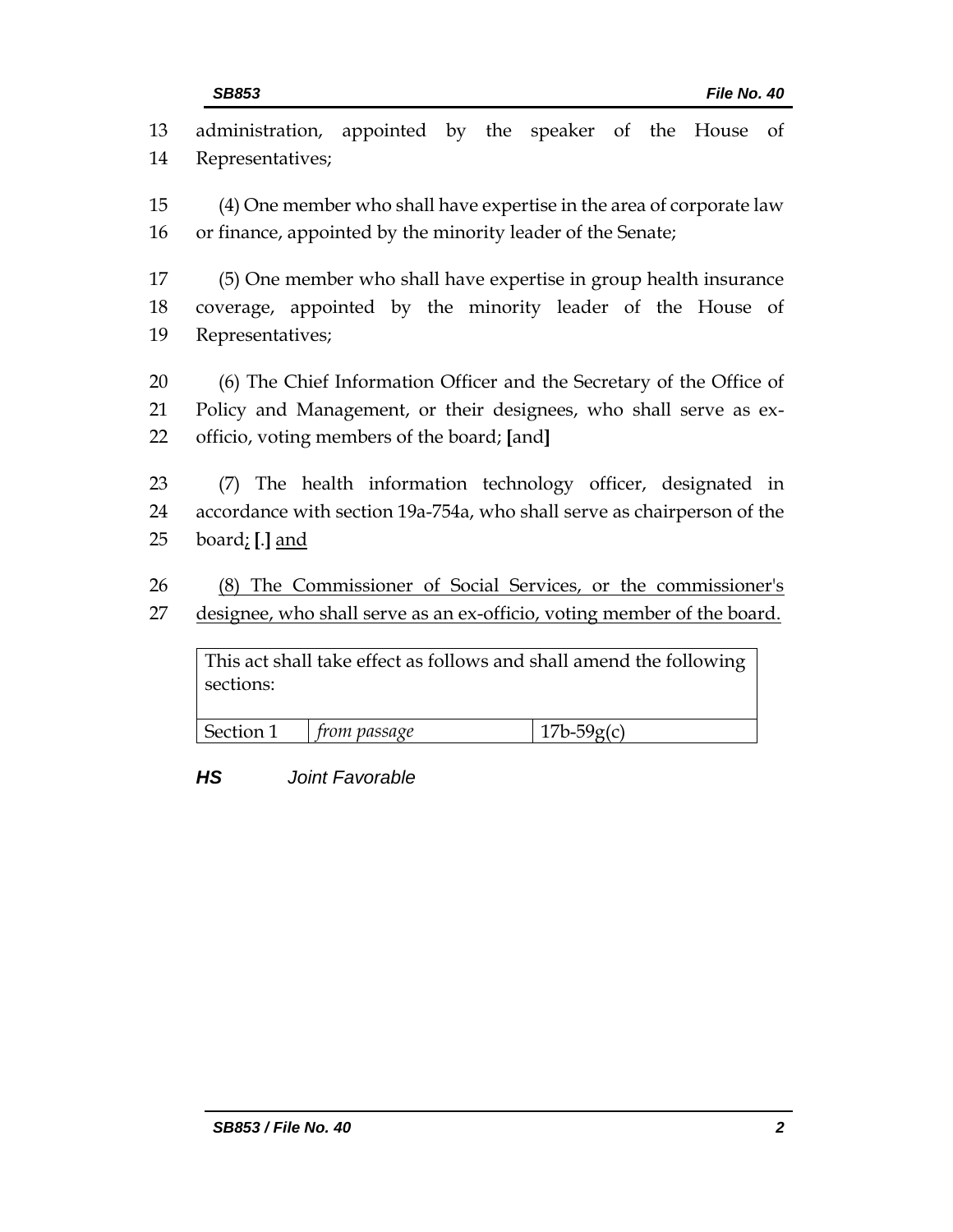13 administration, appointed by the speaker of the House of
14 Representatives;

15 (4) One member who shall have expertise in the area of corporate law
16 or finance, appointed by the minority leader of the Senate;

17 (5) One member who shall have expertise in group health insurance
18 coverage, appointed by the minority leader of the House of
19 Representatives;

20 (6) The Chief Information Officer and the Secretary of the Office of
21 Policy and Management, or their designees, who shall serve as ex-
22 officio, voting members of the board; **[**and**]**

23 (7) The health information technology officer, designated in
24 accordance with section 19a-754a, who shall serve as chairperson of the
25 board<u>;</u> **[**.**]** <u>and</u>

26 <u>(8) The Commissioner of Social Services, or the commissioner's</u>
27 <u>designee, who shall serve as an ex-officio, voting member of the board.</u>

| This act shall take effect as follows and shall amend the following sections: | | |
|---|---|---|
| Section 1 | *from passage* | 17b-59g(c) |

***HS*** *Joint Favorable*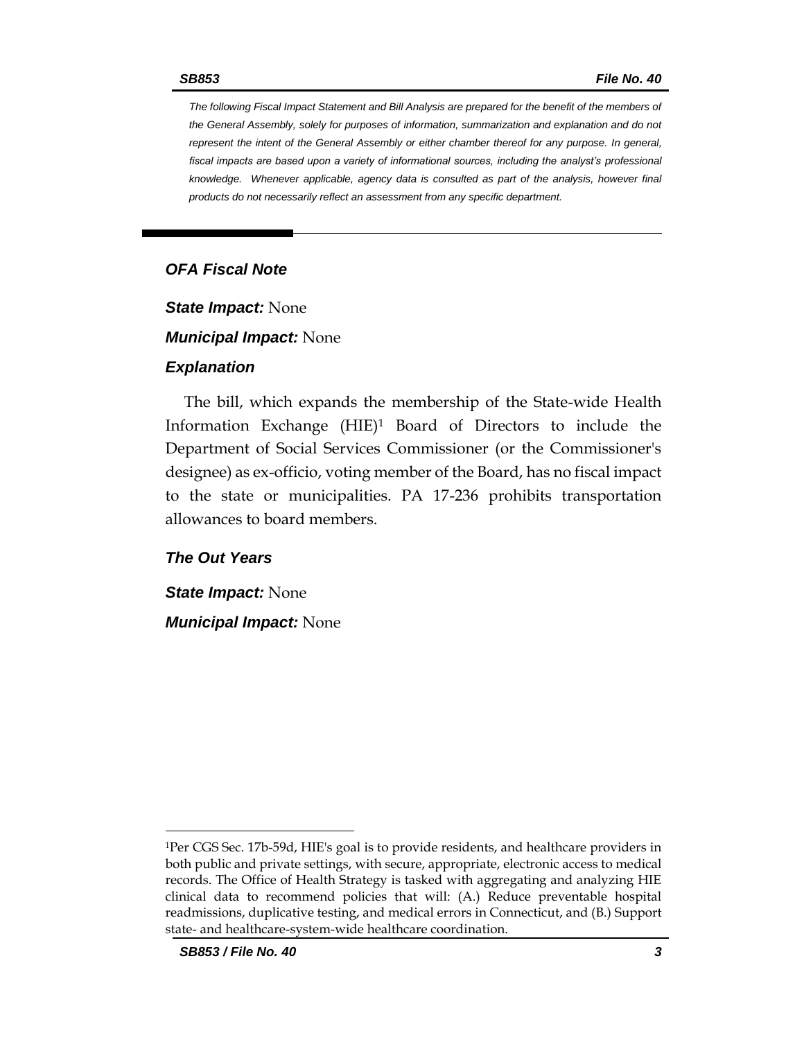*The following Fiscal Impact Statement and Bill Analysis are prepared for the benefit of the members of the General Assembly, solely for purposes of information, summarization and explanation and do not represent the intent of the General Assembly or either chamber thereof for any purpose. In general, fiscal impacts are based upon a variety of informational sources, including the analyst's professional knowledge. Whenever applicable, agency data is consulted as part of the analysis, however final products do not necessarily reflect an assessment from any specific department.*

---

## *OFA Fiscal Note*

***State Impact:*** None

***Municipal Impact:*** None

### *Explanation*

The bill, which expands the membership of the State-wide Health Information Exchange (HIE)[1] Board of Directors to include the Department of Social Services Commissioner (or the Commissioner's designee) as ex-officio, voting member of the Board, has no fiscal impact to the state or municipalities. PA 17-236 prohibits transportation allowances to board members.

### *The Out Years*

***State Impact:*** None

***Municipal Impact:*** None

---

[1]Per CGS Sec. 17b-59d, HIE's goal is to provide residents, and healthcare providers in both public and private settings, with secure, appropriate, electronic access to medical records. The Office of Health Strategy is tasked with aggregating and analyzing HIE clinical data to recommend policies that will: (A.) Reduce preventable hospital readmissions, duplicative testing, and medical errors in Connecticut, and (B.) Support state- and healthcare-system-wide healthcare coordination.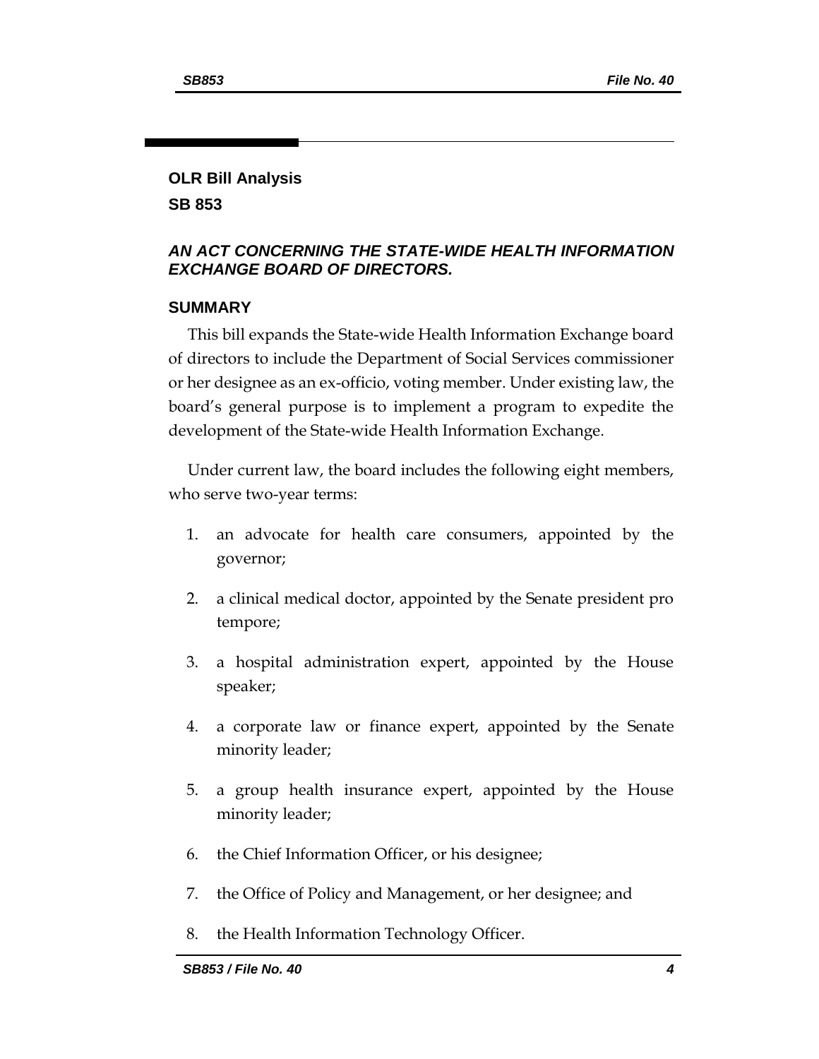**OLR Bill Analysis**

**SB 853**

***AN ACT CONCERNING THE STATE-WIDE HEALTH INFORMATION EXCHANGE BOARD OF DIRECTORS.***

## SUMMARY

This bill expands the State-wide Health Information Exchange board of directors to include the Department of Social Services commissioner or her designee as an ex-officio, voting member. Under existing law, the board's general purpose is to implement a program to expedite the development of the State-wide Health Information Exchange.

Under current law, the board includes the following eight members, who serve two-year terms:

1. an advocate for health care consumers, appointed by the governor;
2. a clinical medical doctor, appointed by the Senate president pro tempore;
3. a hospital administration expert, appointed by the House speaker;
4. a corporate law or finance expert, appointed by the Senate minority leader;
5. a group health insurance expert, appointed by the House minority leader;
6. the Chief Information Officer, or his designee;
7. the Office of Policy and Management, or her designee; and
8. the Health Information Technology Officer.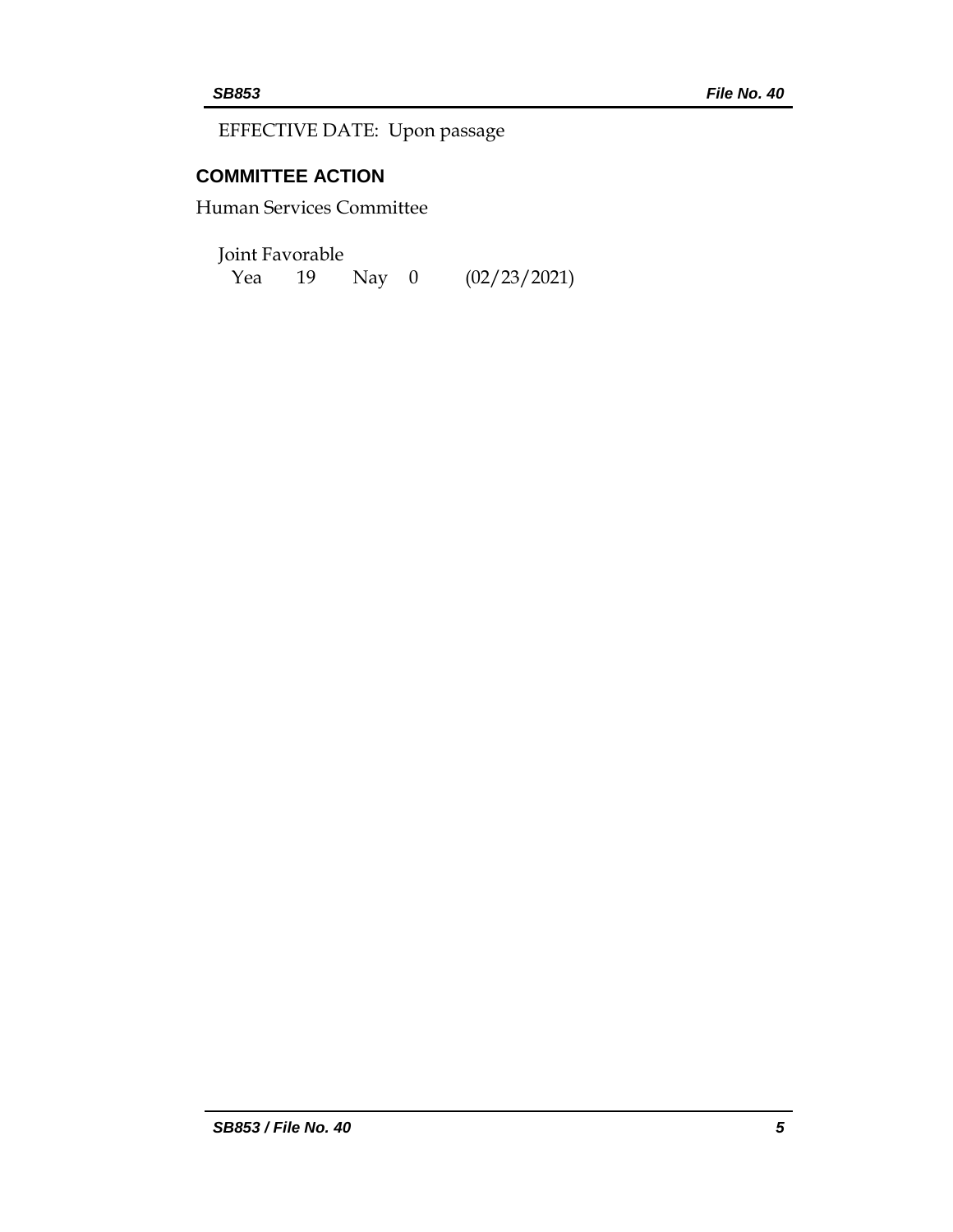EFFECTIVE DATE: Upon passage

## COMMITTEE ACTION

Human Services Committee

| | | | | |
|---|---|---|---|---|
| Joint Favorable | | | | |
| Yea | 19 | Nay | 0 | (02/23/2021) |